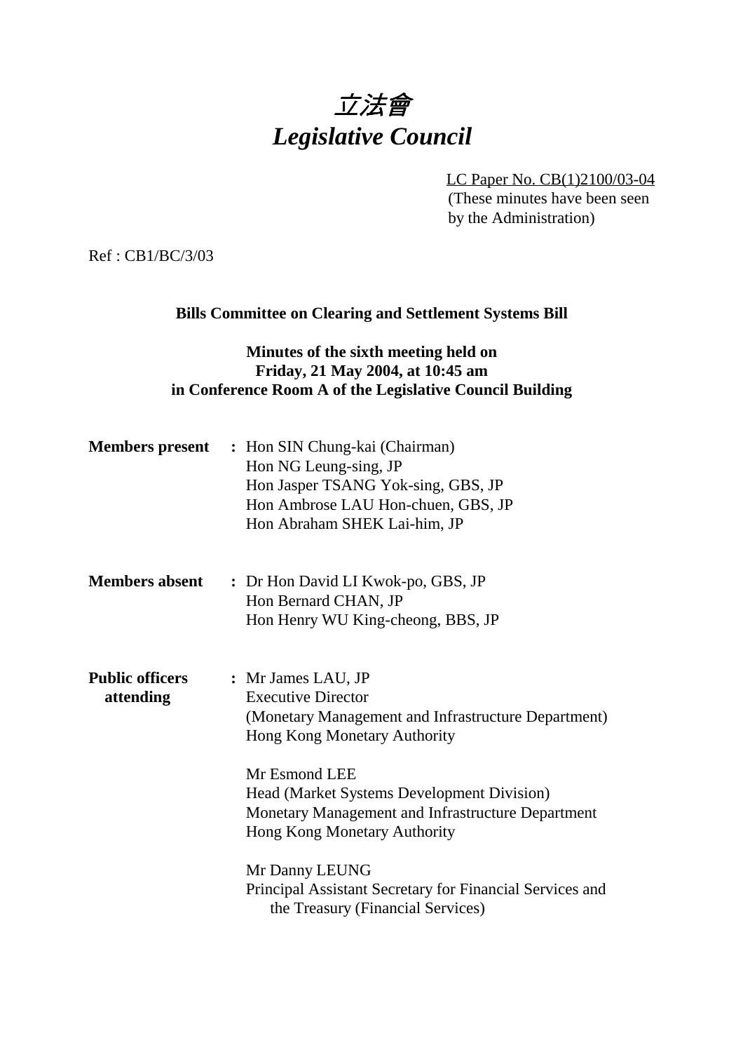# *立法會*
# *Legislative Council*

LC Paper No. CB(1)2100/03-04
(These minutes have been seen by the Administration)

Ref : CB1/BC/3/03

**Bills Committee on Clearing and Settlement Systems Bill**

**Minutes of the sixth meeting held on Friday, 21 May 2004, at 10:45 am in Conference Room A of the Legislative Council Building**

**Members present** : Hon SIN Chung-kai (Chairman)
Hon NG Leung-sing, JP
Hon Jasper TSANG Yok-sing, GBS, JP
Hon Ambrose LAU Hon-chuen, GBS, JP
Hon Abraham SHEK Lai-him, JP

**Members absent** : Dr Hon David LI Kwok-po, GBS, JP
Hon Bernard CHAN, JP
Hon Henry WU King-cheong, BBS, JP

**Public officers attending** : Mr James LAU, JP
Executive Director
(Monetary Management and Infrastructure Department)
Hong Kong Monetary Authority

Mr Esmond LEE
Head (Market Systems Development Division)
Monetary Management and Infrastructure Department
Hong Kong Monetary Authority

Mr Danny LEUNG
Principal Assistant Secretary for Financial Services and the Treasury (Financial Services)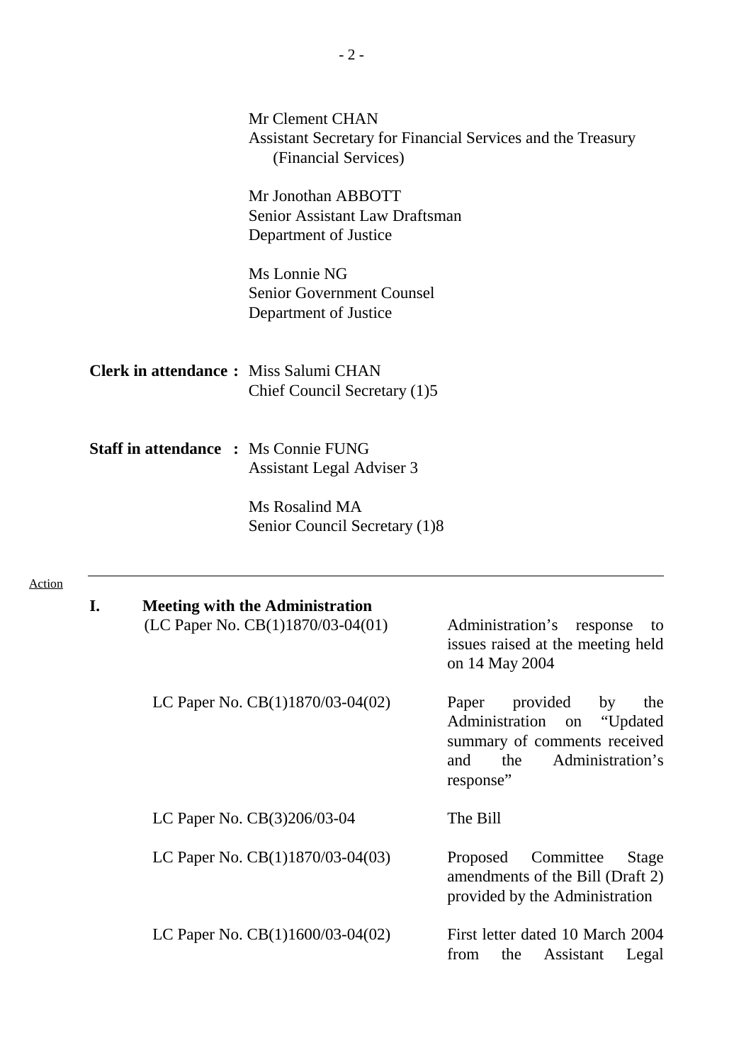Mr Clement CHAN
Assistant Secretary for Financial Services and the Treasury (Financial Services)

Mr Jonothan ABBOTT
Senior Assistant Law Draftsman
Department of Justice

Ms Lonnie NG
Senior Government Counsel
Department of Justice

**Clerk in attendance :** Miss Salumi CHAN
Chief Council Secretary (1)5

**Staff in attendance :** Ms Connie FUNG
Assistant Legal Adviser 3

Ms Rosalind MA
Senior Council Secretary (1)8

---

Action

## I. Meeting with the Administration

| | |
|---|---|
| (LC Paper No. CB(1)1870/03-04(01) | Administration's response to issues raised at the meeting held on 14 May 2004 |
| LC Paper No. CB(1)1870/03-04(02) | Paper provided by the Administration on "Updated summary of comments received and the Administration's response" |
| LC Paper No. CB(3)206/03-04 | The Bill |
| LC Paper No. CB(1)1870/03-04(03) | Proposed Committee Stage amendments of the Bill (Draft 2) provided by the Administration |
| LC Paper No. CB(1)1600/03-04(02) | First letter dated 10 March 2004 from the Assistant Legal |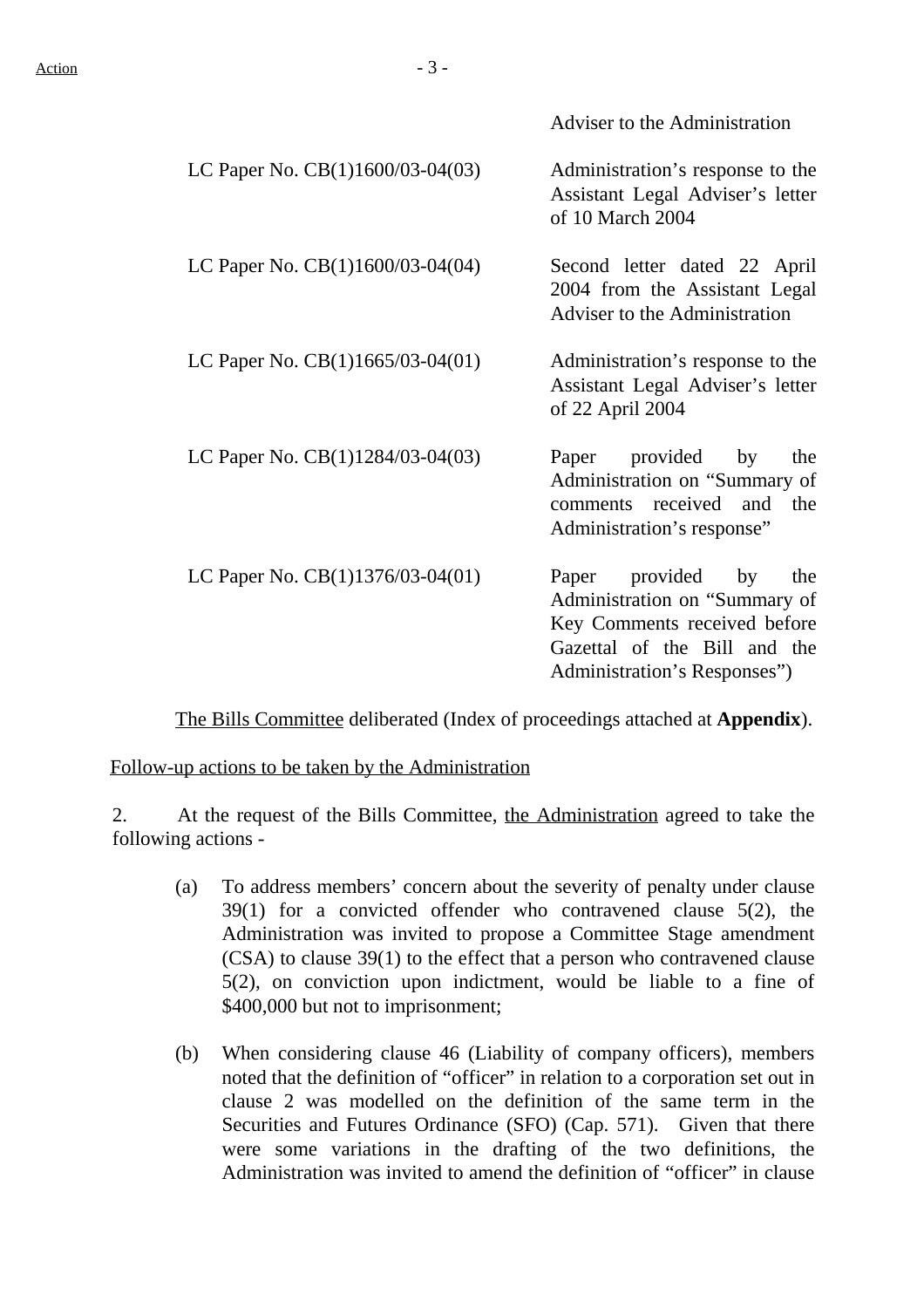Adviser to the Administration

| | |
|---|---|
| LC Paper No. CB(1)1600/03-04(03) | Administration's response to the Assistant Legal Adviser's letter of 10 March 2004 |
| LC Paper No. CB(1)1600/03-04(04) | Second letter dated 22 April 2004 from the Assistant Legal Adviser to the Administration |
| LC Paper No. CB(1)1665/03-04(01) | Administration's response to the Assistant Legal Adviser's letter of 22 April 2004 |
| LC Paper No. CB(1)1284/03-04(03) | Paper provided by the Administration on "Summary of comments received and the Administration's response" |
| LC Paper No. CB(1)1376/03-04(01) | Paper provided by the Administration on "Summary of Key Comments received before Gazettal of the Bill and the Administration's Responses") |

The Bills Committee deliberated (Index of proceedings attached at **Appendix**).

Follow-up actions to be taken by the Administration

2. At the request of the Bills Committee, the Administration agreed to take the following actions -

(a) To address members' concern about the severity of penalty under clause 39(1) for a convicted offender who contravened clause 5(2), the Administration was invited to propose a Committee Stage amendment (CSA) to clause 39(1) to the effect that a person who contravened clause 5(2), on conviction upon indictment, would be liable to a fine of $400,000 but not to imprisonment;

(b) When considering clause 46 (Liability of company officers), members noted that the definition of "officer" in relation to a corporation set out in clause 2 was modelled on the definition of the same term in the Securities and Futures Ordinance (SFO) (Cap. 571). Given that there were some variations in the drafting of the two definitions, the Administration was invited to amend the definition of "officer" in clause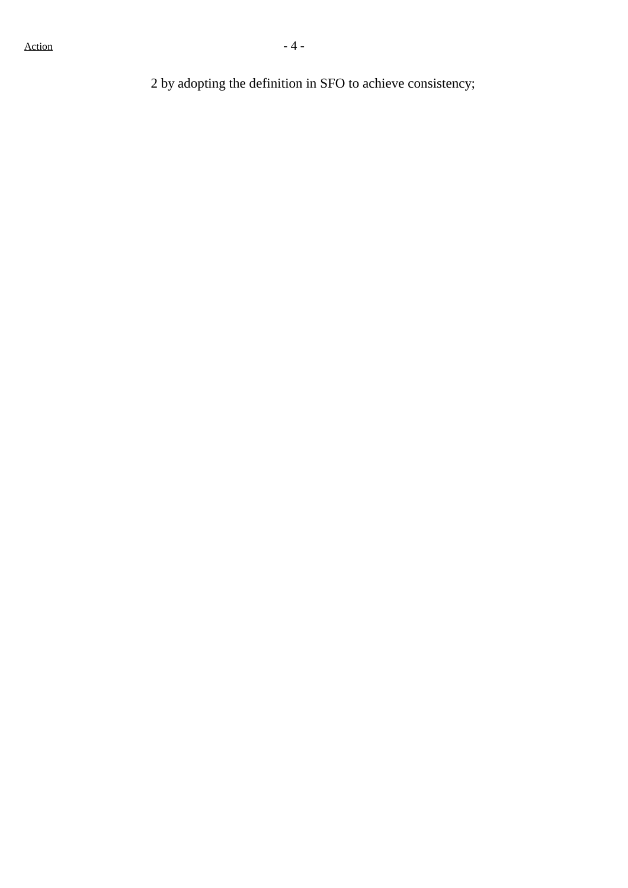2 by adopting the definition in SFO to achieve consistency;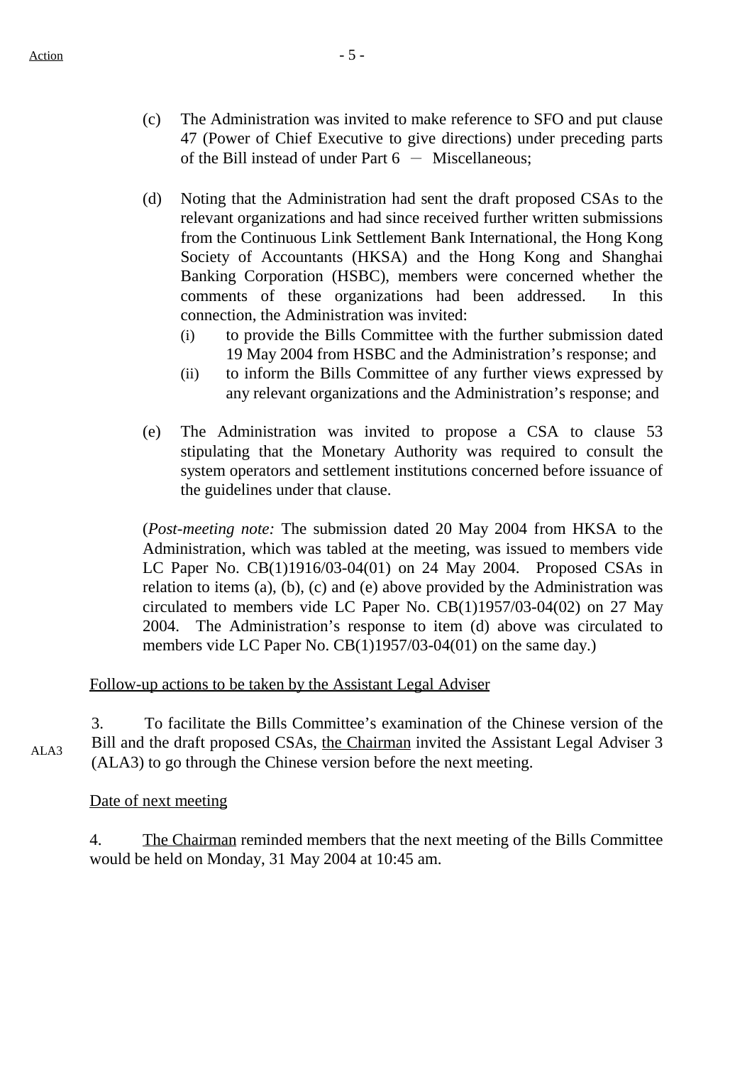(c) The Administration was invited to make reference to SFO and put clause 47 (Power of Chief Executive to give directions) under preceding parts of the Bill instead of under Part 6 － Miscellaneous;

(d) Noting that the Administration had sent the draft proposed CSAs to the relevant organizations and had since received further written submissions from the Continuous Link Settlement Bank International, the Hong Kong Society of Accountants (HKSA) and the Hong Kong and Shanghai Banking Corporation (HSBC), members were concerned whether the comments of these organizations had been addressed. In this connection, the Administration was invited:

   (i) to provide the Bills Committee with the further submission dated 19 May 2004 from HSBC and the Administration's response; and

   (ii) to inform the Bills Committee of any further views expressed by any relevant organizations and the Administration's response; and

(e) The Administration was invited to propose a CSA to clause 53 stipulating that the Monetary Authority was required to consult the system operators and settlement institutions concerned before issuance of the guidelines under that clause.

(*Post-meeting note:* The submission dated 20 May 2004 from HKSA to the Administration, which was tabled at the meeting, was issued to members vide LC Paper No. CB(1)1916/03-04(01) on 24 May 2004. Proposed CSAs in relation to items (a), (b), (c) and (e) above provided by the Administration was circulated to members vide LC Paper No. CB(1)1957/03-04(02) on 27 May 2004. The Administration's response to item (d) above was circulated to members vide LC Paper No. CB(1)1957/03-04(01) on the same day.)

<u>Follow-up actions to be taken by the Assistant Legal Adviser</u>

ALA3

3. To facilitate the Bills Committee's examination of the Chinese version of the Bill and the draft proposed CSAs, <u>the Chairman</u> invited the Assistant Legal Adviser 3 (ALA3) to go through the Chinese version before the next meeting.

<u>Date of next meeting</u>

4. <u>The Chairman</u> reminded members that the next meeting of the Bills Committee would be held on Monday, 31 May 2004 at 10:45 am.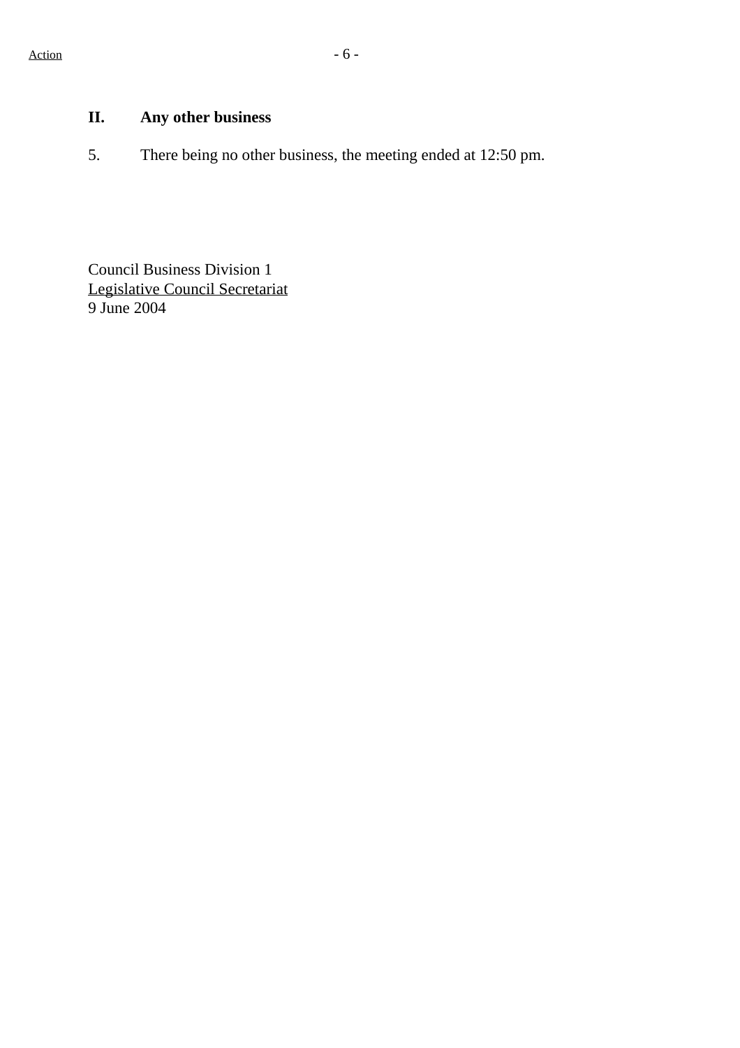## II. Any other business

5. There being no other business, the meeting ended at 12:50 pm.

Council Business Division 1
Legislative Council Secretariat
9 June 2004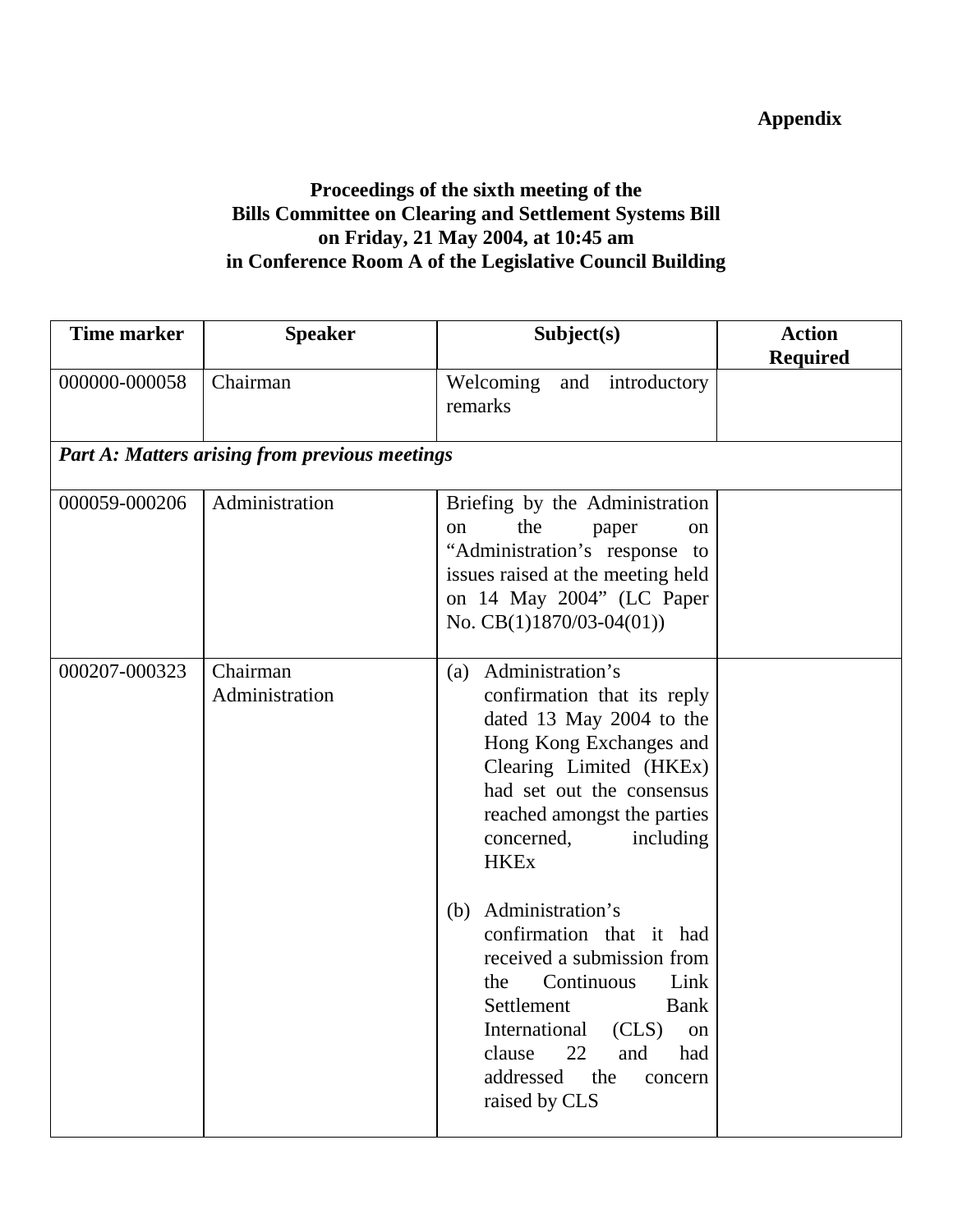**Appendix**

**Proceedings of the sixth meeting of the Bills Committee on Clearing and Settlement Systems Bill on Friday, 21 May 2004, at 10:45 am in Conference Room A of the Legislative Council Building**

| Time marker | Speaker | Subject(s) | Action Required |
|---|---|---|---|
| 000000-000058 | Chairman | Welcoming and introductory remarks | |
| *Part A: Matters arising from previous meetings* | | | |
| 000059-000206 | Administration | Briefing by the Administration on the paper on "Administration's response to issues raised at the meeting held on 14 May 2004" (LC Paper No. CB(1)1870/03-04(01)) | |
| 000207-000323 | Chairman<br>Administration | (a) Administration's confirmation that its reply dated 13 May 2004 to the Hong Kong Exchanges and Clearing Limited (HKEx) had set out the consensus reached amongst the parties concerned, including HKEx<br><br>(b) Administration's confirmation that it had received a submission from the Continuous Link Settlement Bank International (CLS) on clause 22 and had addressed the concern raised by CLS | |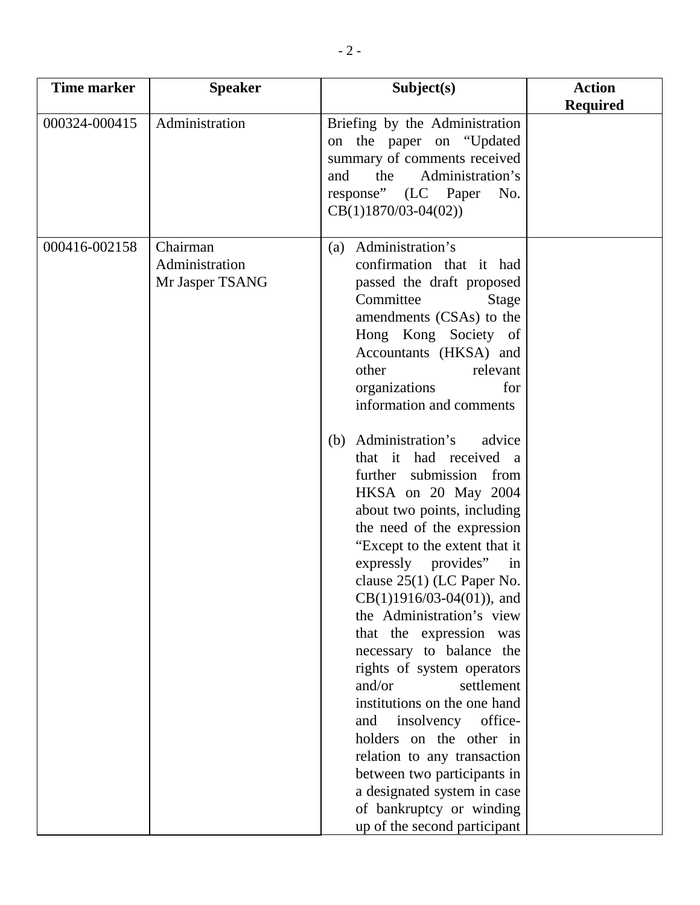| Time marker | Speaker | Subject(s) | Action Required |
|---|---|---|---|
| 000324-000415 | Administration | Briefing by the Administration on the paper on "Updated summary of comments received and the Administration's response" (LC Paper No. CB(1)1870/03-04(02)) | |
| 000416-002158 | Chairman<br>Administration<br>Mr Jasper TSANG | (a) Administration's confirmation that it had passed the draft proposed Committee Stage amendments (CSAs) to the Hong Kong Society of Accountants (HKSA) and other relevant organizations for information and comments<br><br>(b) Administration's advice that it had received a further submission from HKSA on 20 May 2004 about two points, including the need of the expression "Except to the extent that it expressly provides" in clause 25(1) (LC Paper No. CB(1)1916/03-04(01)), and the Administration's view that the expression was necessary to balance the rights of system operators and/or settlement institutions on the one hand and insolvency office-holders on the other in relation to any transaction between two participants in a designated system in case of bankruptcy or winding up of the second participant | |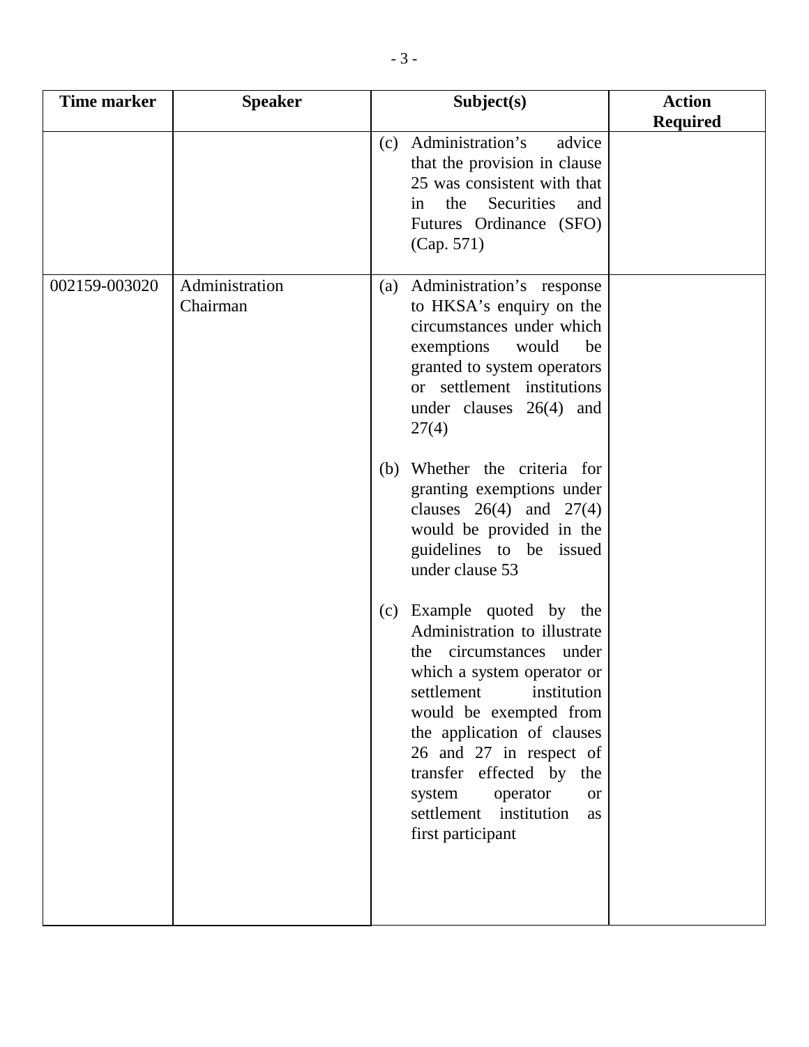| Time marker | Speaker | Subject(s) | Action Required |
|---|---|---|---|
| | | (c) Administration's advice that the provision in clause 25 was consistent with that in the Securities and Futures Ordinance (SFO) (Cap. 571) | |
| 002159-003020 | Administration<br>Chairman | (a) Administration's response to HKSA's enquiry on the circumstances under which exemptions would be granted to system operators or settlement institutions under clauses 26(4) and 27(4)<br><br>(b) Whether the criteria for granting exemptions under clauses 26(4) and 27(4) would be provided in the guidelines to be issued under clause 53<br><br>(c) Example quoted by the Administration to illustrate the circumstances under which a system operator or settlement institution would be exempted from the application of clauses 26 and 27 in respect of transfer effected by the system operator or settlement institution as first participant | |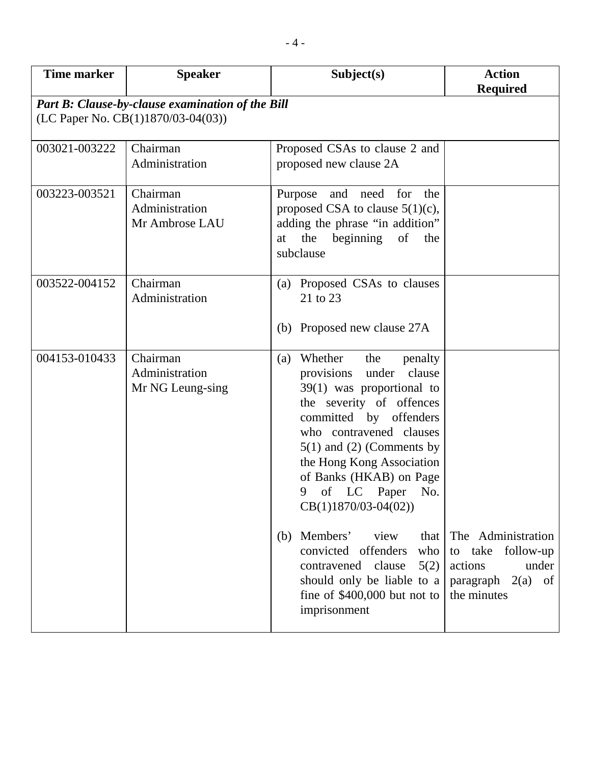| Time marker | Speaker | Subject(s) | Action Required |
| --- | --- | --- | --- |
| ***Part B: Clause-by-clause examination of the Bill*** (LC Paper No. CB(1)1870/03-04(03)) | | | |
| 003021-003222 | Chairman<br>Administration | Proposed CSAs to clause 2 and proposed new clause 2A | |
| 003223-003521 | Chairman<br>Administration<br>Mr Ambrose LAU | Purpose and need for the proposed CSA to clause 5(1)(c), adding the phrase "in addition" at the beginning of the subclause | |
| 003522-004152 | Chairman<br>Administration | (a) Proposed CSAs to clauses 21 to 23<br><br>(b) Proposed new clause 27A | |
| 004153-010433 | Chairman<br>Administration<br>Mr NG Leung-sing | (a) Whether the penalty provisions under clause 39(1) was proportional to the severity of offences committed by offenders who contravened clauses 5(1) and (2) (Comments by the Hong Kong Association of Banks (HKAB) on Page 9 of LC Paper No. CB(1)1870/03-04(02))<br><br>(b) Members' view that convicted offenders who contravened clause 5(2) should only be liable to a fine of $400,000 but not to imprisonment | <br><br><br><br><br><br><br><br><br>The Administration to take follow-up actions under paragraph 2(a) of the minutes |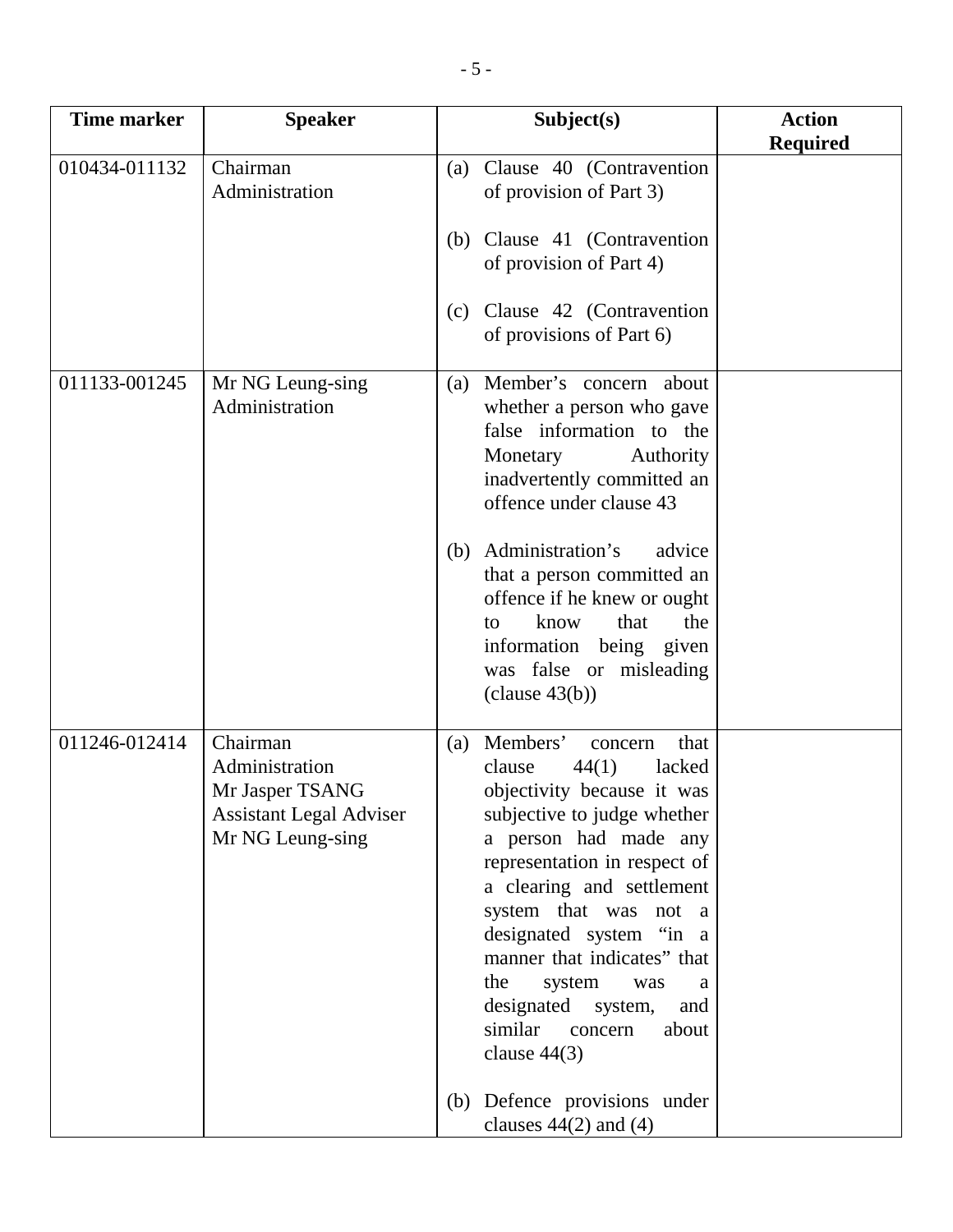| Time marker | Speaker | Subject(s) | Action Required |
|---|---|---|---|
| 010434-011132 | Chairman<br>Administration | (a) Clause 40 (Contravention of provision of Part 3)<br><br>(b) Clause 41 (Contravention of provision of Part 4)<br><br>(c) Clause 42 (Contravention of provisions of Part 6) | |
| 011133-001245 | Mr NG Leung-sing<br>Administration | (a) Member's concern about whether a person who gave false information to the Monetary Authority inadvertently committed an offence under clause 43<br><br>(b) Administration's advice that a person committed an offence if he knew or ought to know that the information being given was false or misleading (clause 43(b)) | |
| 011246-012414 | Chairman<br>Administration<br>Mr Jasper TSANG<br>Assistant Legal Adviser<br>Mr NG Leung-sing | (a) Members' concern that clause 44(1) lacked objectivity because it was subjective to judge whether a person had made any representation in respect of a clearing and settlement system that was not a designated system "in a manner that indicates" that the system was a designated system, and similar concern about clause 44(3)<br><br>(b) Defence provisions under clauses 44(2) and (4) | |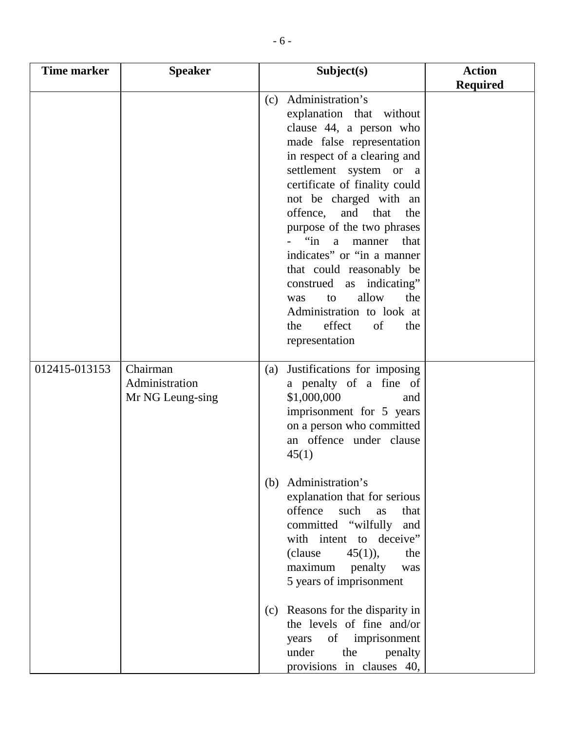| Time marker | Speaker | Subject(s) | Action Required |
|---|---|---|---|
| | | (c) Administration's explanation that without clause 44, a person who made false representation in respect of a clearing and settlement system or a certificate of finality could not be charged with an offence, and that the purpose of the two phrases - "in a manner that indicates" or "in a manner that could reasonably be construed as indicating" was to allow the Administration to look at the effect of the representation | |
| 012415-013153 | Chairman<br>Administration<br>Mr NG Leung-sing | (a) Justifications for imposing a penalty of a fine of $1,000,000 and imprisonment for 5 years on a person who committed an offence under clause 45(1)<br><br>(b) Administration's explanation that for serious offence such as that committed "wilfully and with intent to deceive" (clause 45(1)), the maximum penalty was 5 years of imprisonment<br><br>(c) Reasons for the disparity in the levels of fine and/or years of imprisonment under the penalty provisions in clauses 40, | |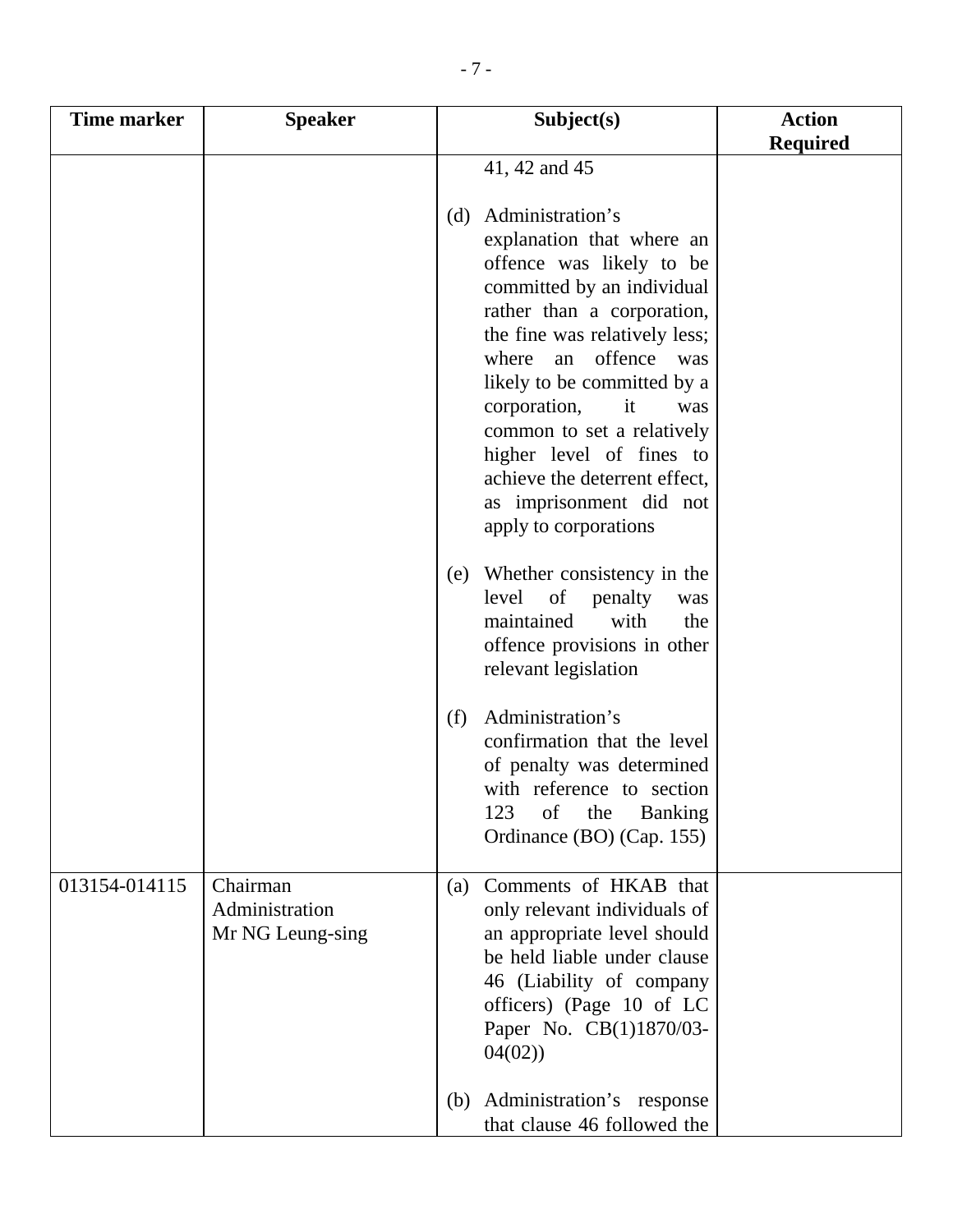| Time marker | Speaker | Subject(s) | Action Required |
|---|---|---|---|
| | | 41, 42 and 45<br><br>(d) Administration's explanation that where an offence was likely to be committed by an individual rather than a corporation, the fine was relatively less; where an offence was likely to be committed by a corporation, it was common to set a relatively higher level of fines to achieve the deterrent effect, as imprisonment did not apply to corporations<br><br>(e) Whether consistency in the level of penalty was maintained with the offence provisions in other relevant legislation<br><br>(f) Administration's confirmation that the level of penalty was determined with reference to section 123 of the Banking Ordinance (BO) (Cap. 155) | |
| 013154-014115 | Chairman<br>Administration<br>Mr NG Leung-sing | (a) Comments of HKAB that only relevant individuals of an appropriate level should be held liable under clause 46 (Liability of company officers) (Page 10 of LC Paper No. CB(1)1870/03-04(02))<br><br>(b) Administration's response that clause 46 followed the | |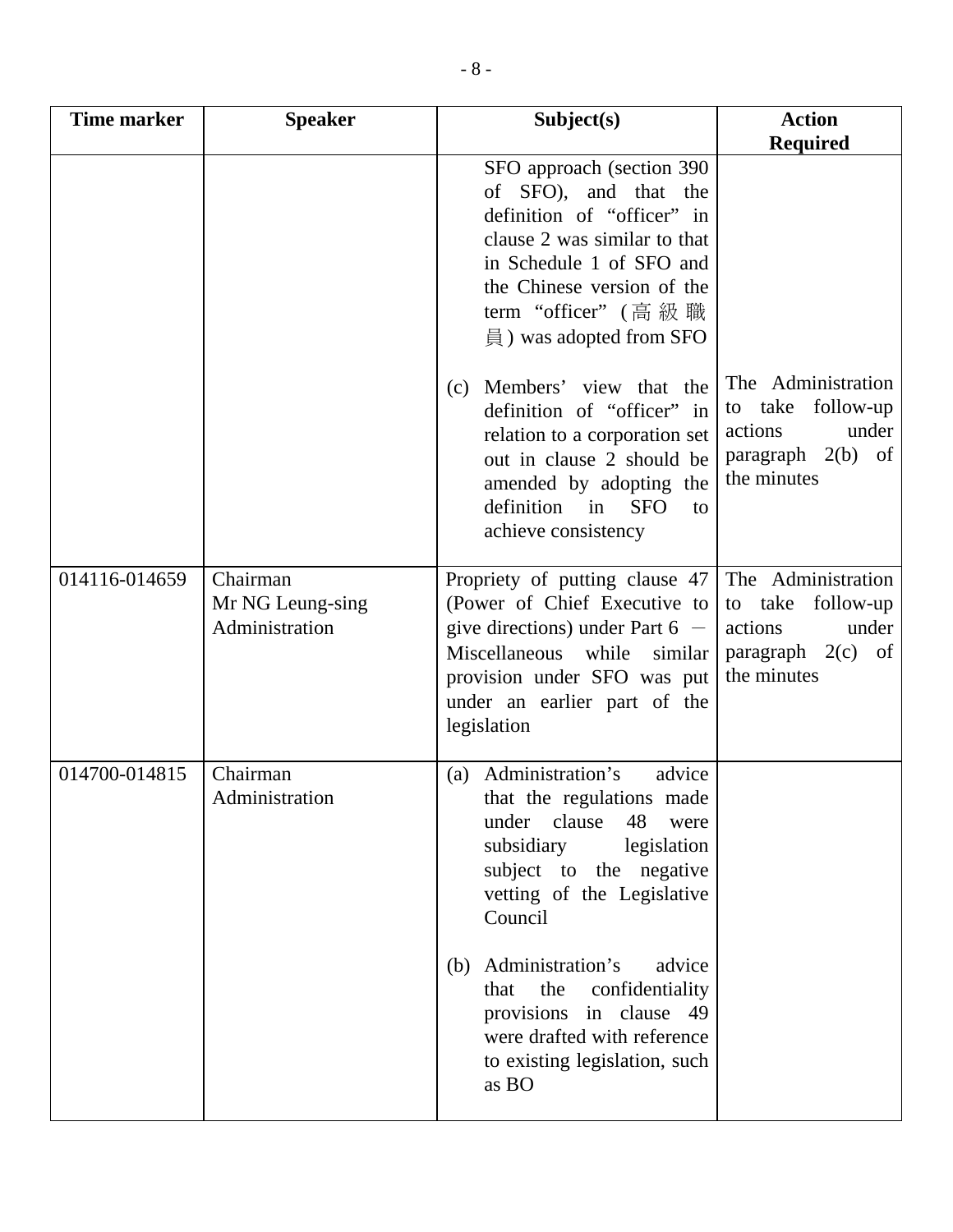| Time marker | Speaker | Subject(s) | Action Required |
|---|---|---|---|
| | | SFO approach (section 390 of SFO), and that the definition of "officer" in clause 2 was similar to that in Schedule 1 of SFO and the Chinese version of the term "officer" (高級職員) was adopted from SFO<br><br>(c) Members' view that the definition of "officer" in relation to a corporation set out in clause 2 should be amended by adopting the definition in SFO to achieve consistency | The Administration to take follow-up actions under paragraph 2(b) of the minutes |
| 014116-014659 | Chairman<br>Mr NG Leung-sing<br>Administration | Propriety of putting clause 47 (Power of Chief Executive to give directions) under Part 6 — Miscellaneous while similar provision under SFO was put under an earlier part of the legislation | The Administration to take follow-up actions under paragraph 2(c) of the minutes |
| 014700-014815 | Chairman<br>Administration | (a) Administration's advice that the regulations made under clause 48 were subsidiary legislation subject to the negative vetting of the Legislative Council<br><br>(b) Administration's advice that the confidentiality provisions in clause 49 were drafted with reference to existing legislation, such as BO | |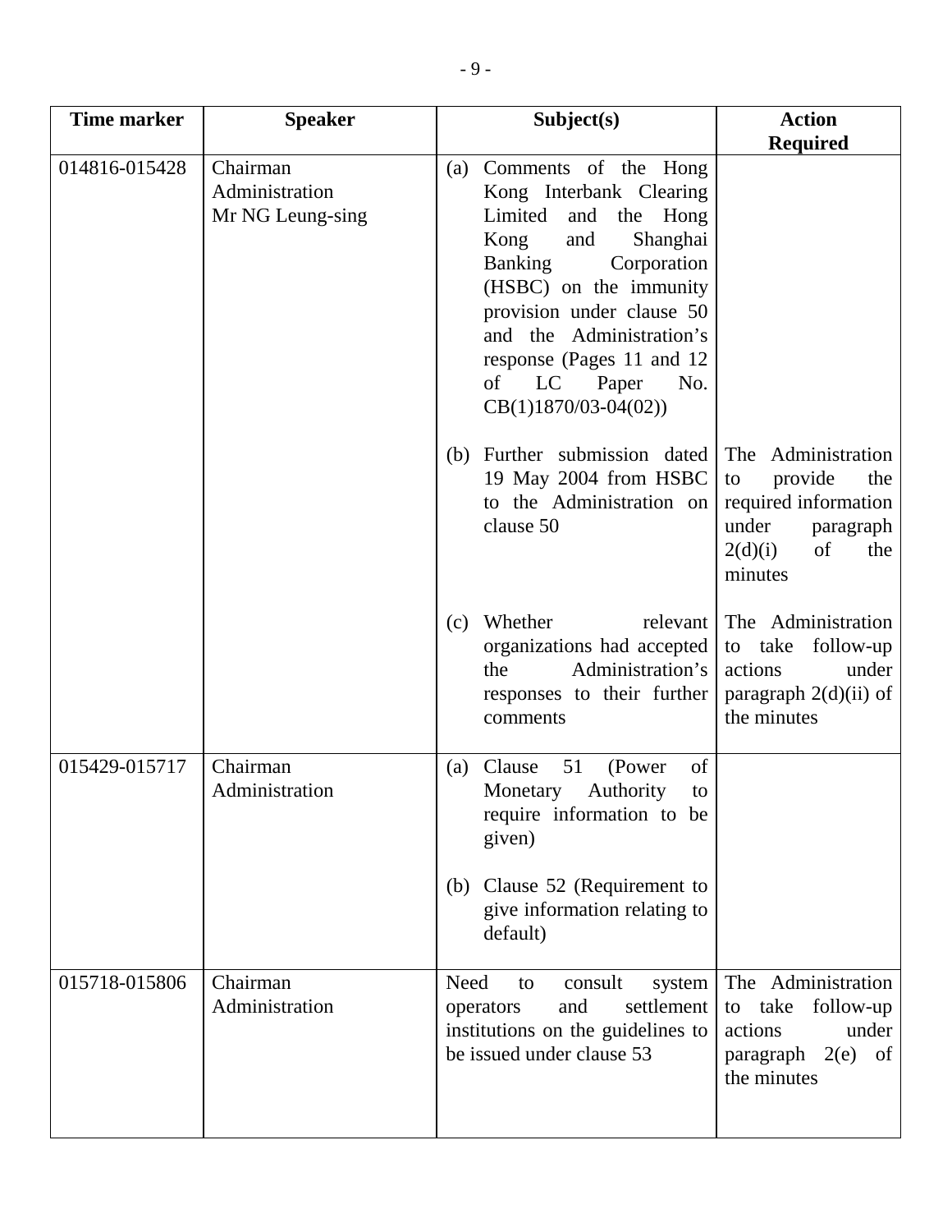| Time marker | Speaker | Subject(s) | Action Required |
|---|---|---|---|
| 014816-015428 | Chairman<br>Administration<br>Mr NG Leung-sing | (a) Comments of the Hong Kong Interbank Clearing Limited and the Hong Kong and Shanghai Banking Corporation (HSBC) on the immunity provision under clause 50 and the Administration's response (Pages 11 and 12 of LC Paper No. CB(1)1870/03-04(02)) | |
| | | (b) Further submission dated 19 May 2004 from HSBC to the Administration on clause 50 | The Administration to provide the required information under paragraph 2(d)(i) of the minutes |
| | | (c) Whether relevant organizations had accepted the Administration's responses to their further comments | The Administration to take follow-up actions under paragraph 2(d)(ii) of the minutes |
| 015429-015717 | Chairman<br>Administration | (a) Clause 51 (Power of Monetary Authority to require information to be given)<br><br>(b) Clause 52 (Requirement to give information relating to default) | |
| 015718-015806 | Chairman<br>Administration | Need to consult system operators and settlement institutions on the guidelines to be issued under clause 53 | The Administration to take follow-up actions under paragraph 2(e) of the minutes |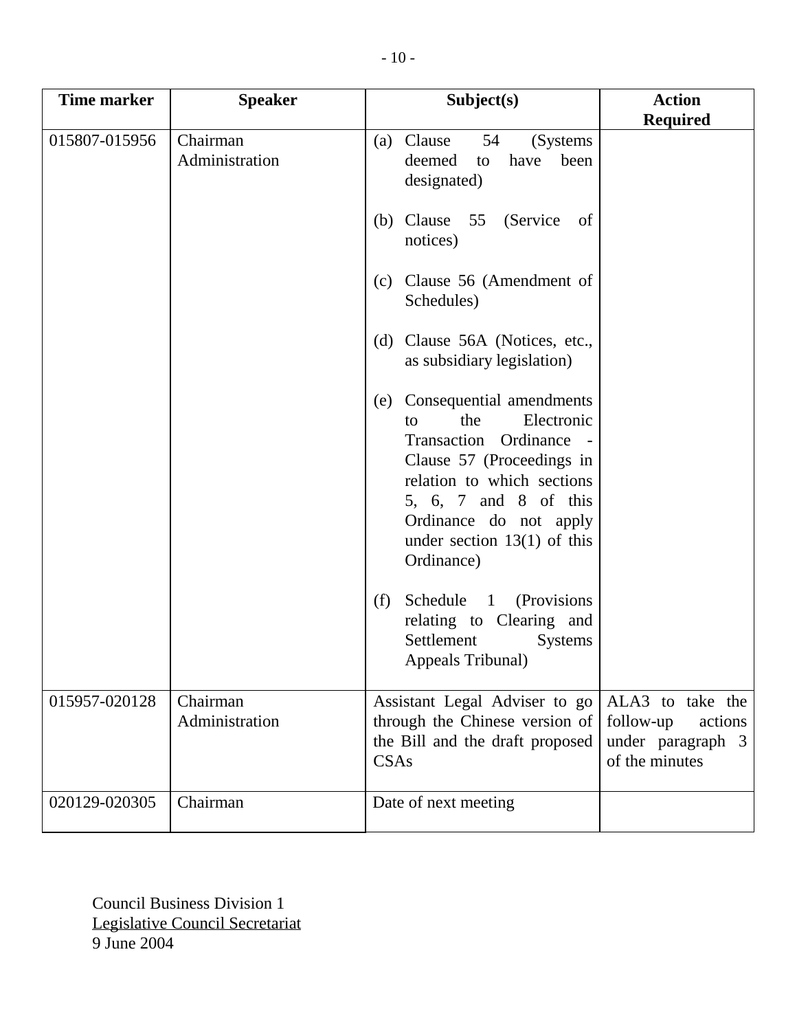| Time marker | Speaker | Subject(s) | Action Required |
| --- | --- | --- | --- |
| 015807-015956 | Chairman<br>Administration | (a) Clause 54 (Systems deemed to have been designated)<br><br>(b) Clause 55 (Service of notices)<br><br>(c) Clause 56 (Amendment of Schedules)<br><br>(d) Clause 56A (Notices, etc., as subsidiary legislation)<br><br>(e) Consequential amendments to the Electronic Transaction Ordinance - Clause 57 (Proceedings in relation to which sections 5, 6, 7 and 8 of this Ordinance do not apply under section 13(1) of this Ordinance)<br><br>(f) Schedule 1 (Provisions relating to Clearing and Settlement Systems Appeals Tribunal) | |
| 015957-020128 | Chairman<br>Administration | Assistant Legal Adviser to go through the Chinese version of the Bill and the draft proposed CSAs | ALA3 to take the follow-up actions under paragraph 3 of the minutes |
| 020129-020305 | Chairman | Date of next meeting | |

Council Business Division 1
Legislative Council Secretariat
9 June 2004